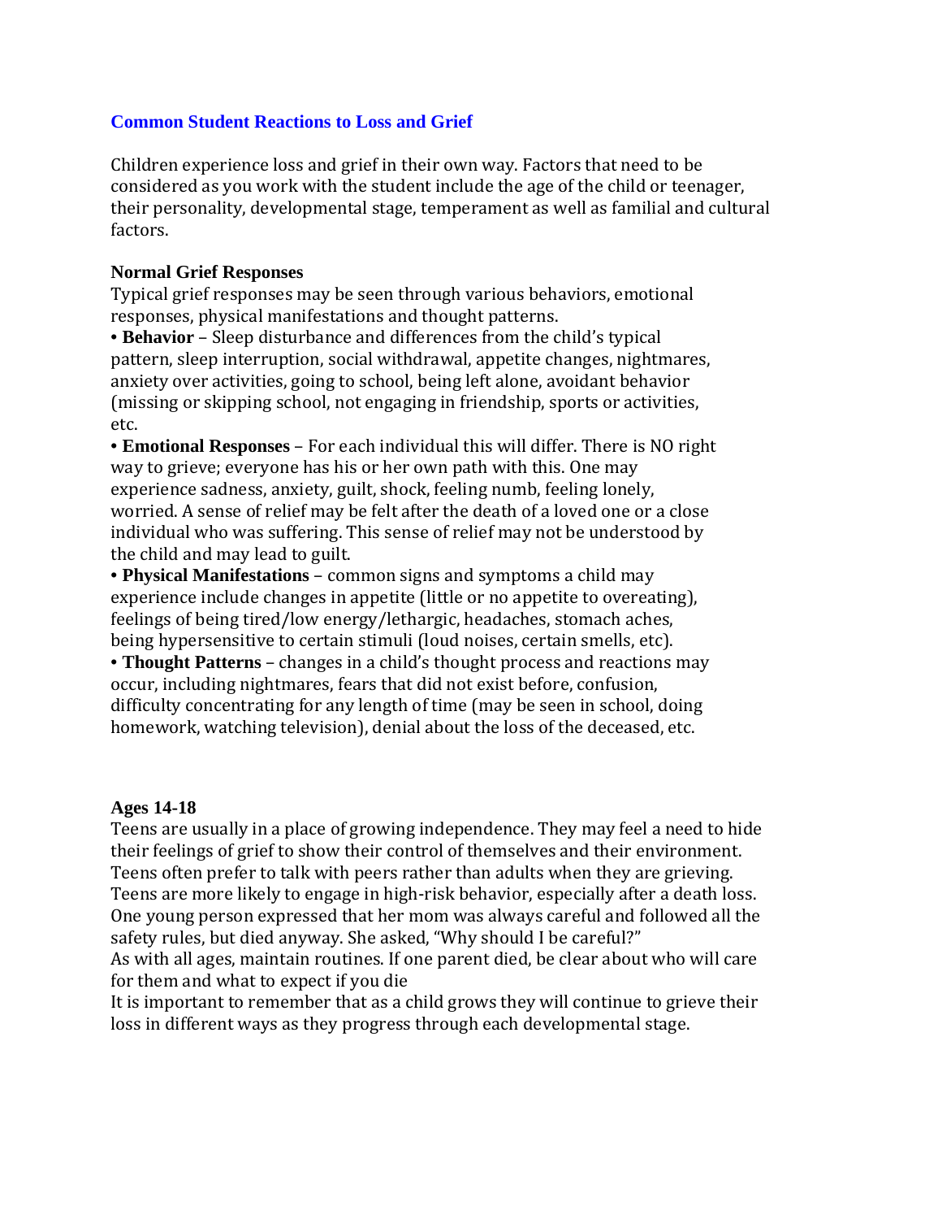## Common Student Reactions to Loss and Grief

Children experience loss and grief in their own way. Factors that need to be considered as you work with the student include the age of the child or teenager, their personality, developmental stage, temperament as well as familial and cultural factors.

### Normal Grief Responses

Typical grief responses may be seen through various behaviors, emotional responses, physical manifestations and thought patterns.

- **Behavior** – Sleep disturbance and differences from the child's typical pattern, sleep interruption, social withdrawal, appetite changes, nightmares, anxiety over activities, going to school, being left alone, avoidant behavior (missing or skipping school, not engaging in friendship, sports or activities, etc.
- **Emotional Responses** – For each individual this will differ. There is NO right way to grieve; everyone has his or her own path with this. One may experience sadness, anxiety, guilt, shock, feeling numb, feeling lonely, worried. A sense of relief may be felt after the death of a loved one or a close individual who was suffering. This sense of relief may not be understood by the child and may lead to guilt.
- **Physical Manifestations** – common signs and symptoms a child may experience include changes in appetite (little or no appetite to overeating), feelings of being tired/low energy/lethargic, headaches, stomach aches, being hypersensitive to certain stimuli (loud noises, certain smells, etc).
- **Thought Patterns** – changes in a child's thought process and reactions may occur, including nightmares, fears that did not exist before, confusion, difficulty concentrating for any length of time (may be seen in school, doing homework, watching television), denial about the loss of the deceased, etc.

### Ages 14-18

Teens are usually in a place of growing independence. They may feel a need to hide their feelings of grief to show their control of themselves and their environment. Teens often prefer to talk with peers rather than adults when they are grieving. Teens are more likely to engage in high-risk behavior, especially after a death loss. One young person expressed that her mom was always careful and followed all the safety rules, but died anyway. She asked, "Why should I be careful?"

As with all ages, maintain routines. If one parent died, be clear about who will care for them and what to expect if you die

It is important to remember that as a child grows they will continue to grieve their loss in different ways as they progress through each developmental stage.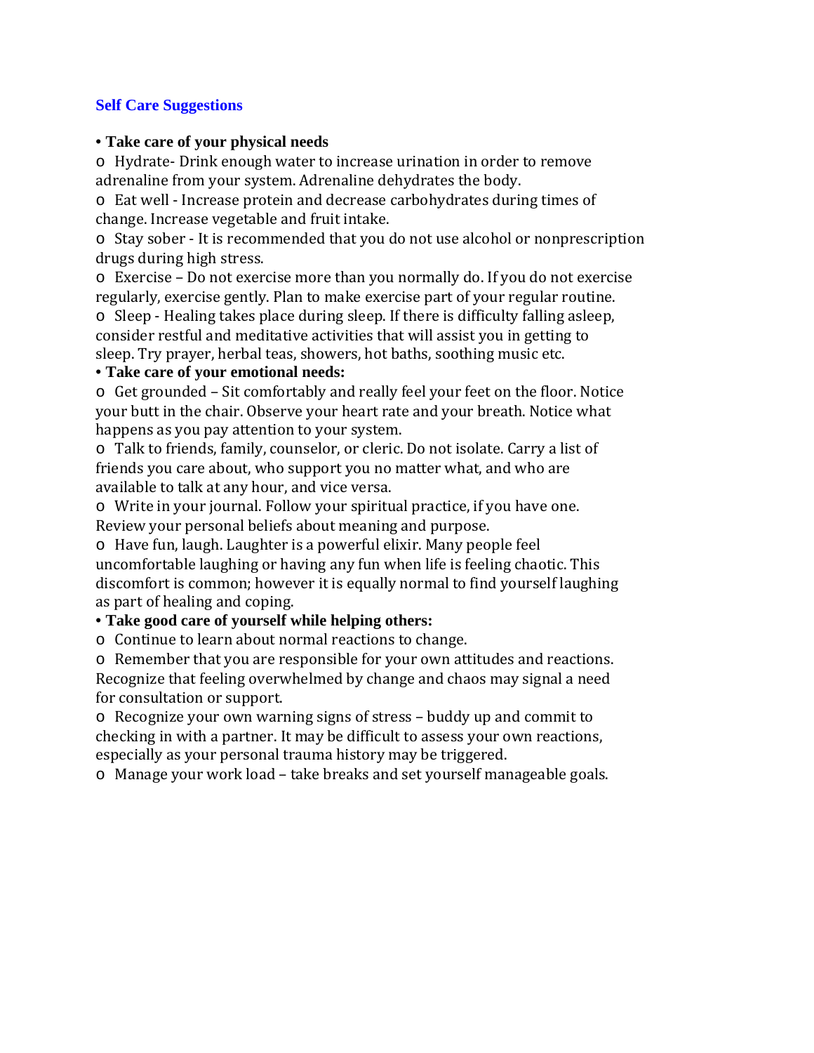## Self Care Suggestions

- **Take care of your physical needs**
  - Hydrate- Drink enough water to increase urination in order to remove adrenaline from your system. Adrenaline dehydrates the body.
  - Eat well - Increase protein and decrease carbohydrates during times of change. Increase vegetable and fruit intake.
  - Stay sober - It is recommended that you do not use alcohol or nonprescription drugs during high stress.
  - Exercise – Do not exercise more than you normally do. If you do not exercise regularly, exercise gently. Plan to make exercise part of your regular routine.
  - Sleep - Healing takes place during sleep. If there is difficulty falling asleep, consider restful and meditative activities that will assist you in getting to sleep. Try prayer, herbal teas, showers, hot baths, soothing music etc.
- **Take care of your emotional needs:**
  - Get grounded – Sit comfortably and really feel your feet on the floor. Notice your butt in the chair. Observe your heart rate and your breath. Notice what happens as you pay attention to your system.
  - Talk to friends, family, counselor, or cleric. Do not isolate. Carry a list of friends you care about, who support you no matter what, and who are available to talk at any hour, and vice versa.
  - Write in your journal. Follow your spiritual practice, if you have one. Review your personal beliefs about meaning and purpose.
  - Have fun, laugh. Laughter is a powerful elixir. Many people feel uncomfortable laughing or having any fun when life is feeling chaotic. This discomfort is common; however it is equally normal to find yourself laughing as part of healing and coping.
- **Take good care of yourself while helping others:**
  - Continue to learn about normal reactions to change.
  - Remember that you are responsible for your own attitudes and reactions. Recognize that feeling overwhelmed by change and chaos may signal a need for consultation or support.
  - Recognize your own warning signs of stress – buddy up and commit to checking in with a partner. It may be difficult to assess your own reactions, especially as your personal trauma history may be triggered.
  - Manage your work load – take breaks and set yourself manageable goals.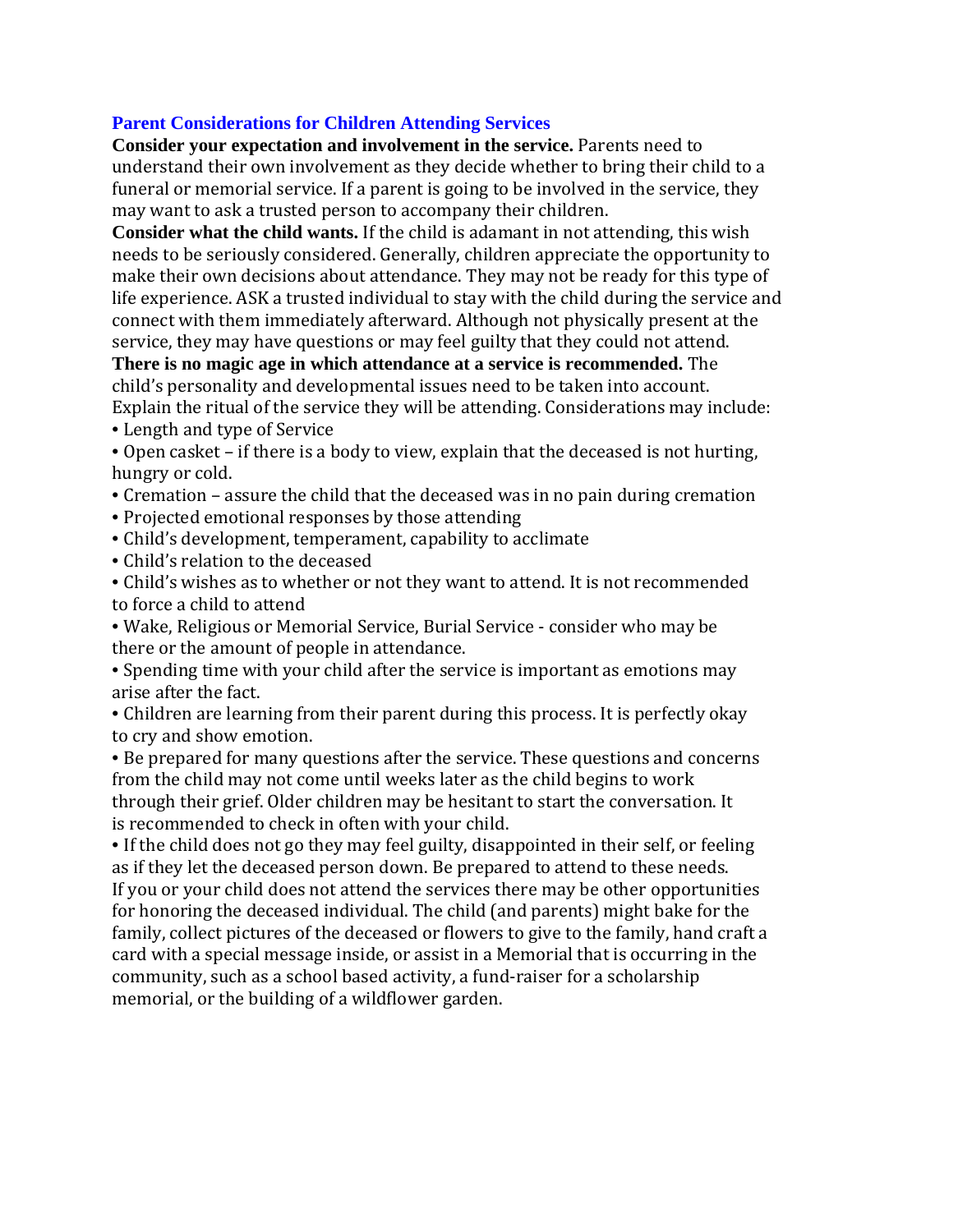## Parent Considerations for Children Attending Services

**Consider your expectation and involvement in the service.** Parents need to understand their own involvement as they decide whether to bring their child to a funeral or memorial service. If a parent is going to be involved in the service, they may want to ask a trusted person to accompany their children.

**Consider what the child wants.** If the child is adamant in not attending, this wish needs to be seriously considered. Generally, children appreciate the opportunity to make their own decisions about attendance. They may not be ready for this type of life experience. ASK a trusted individual to stay with the child during the service and connect with them immediately afterward. Although not physically present at the service, they may have questions or may feel guilty that they could not attend.

**There is no magic age in which attendance at a service is recommended.** The child's personality and developmental issues need to be taken into account. Explain the ritual of the service they will be attending. Considerations may include:

- Length and type of Service
- Open casket – if there is a body to view, explain that the deceased is not hurting, hungry or cold.
- Cremation – assure the child that the deceased was in no pain during cremation
- Projected emotional responses by those attending
- Child's development, temperament, capability to acclimate
- Child's relation to the deceased
- Child's wishes as to whether or not they want to attend. It is not recommended to force a child to attend
- Wake, Religious or Memorial Service, Burial Service - consider who may be there or the amount of people in attendance.
- Spending time with your child after the service is important as emotions may arise after the fact.
- Children are learning from their parent during this process. It is perfectly okay to cry and show emotion.
- Be prepared for many questions after the service. These questions and concerns from the child may not come until weeks later as the child begins to work through their grief. Older children may be hesitant to start the conversation. It is recommended to check in often with your child.
- If the child does not go they may feel guilty, disappointed in their self, or feeling as if they let the deceased person down. Be prepared to attend to these needs.

If you or your child does not attend the services there may be other opportunities for honoring the deceased individual. The child (and parents) might bake for the family, collect pictures of the deceased or flowers to give to the family, hand craft a card with a special message inside, or assist in a Memorial that is occurring in the community, such as a school based activity, a fund-raiser for a scholarship memorial, or the building of a wildflower garden.